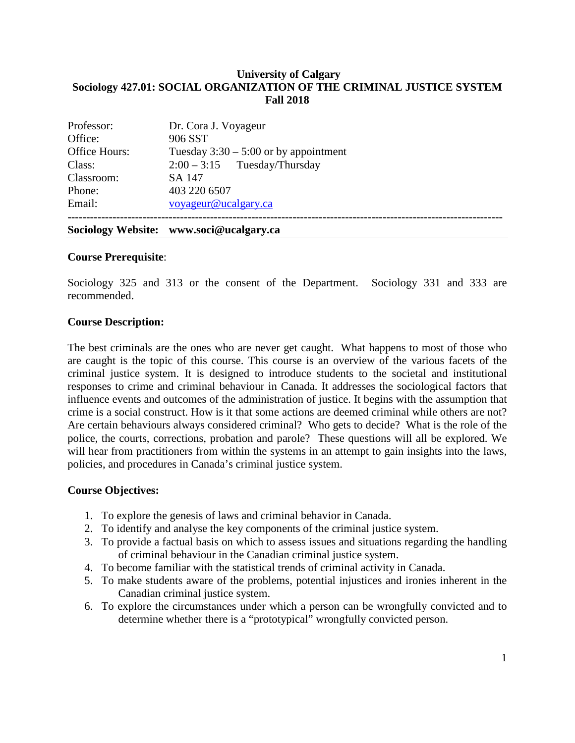**University of Calgary**
**Sociology 427.01: SOCIAL ORGANIZATION OF THE CRIMINAL JUSTICE SYSTEM**
**Fall 2018**

| | |
|---|---|
| Professor: | Dr. Cora J. Voyageur |
| Office: | 906 SST |
| Office Hours: | Tuesday 3:30 – 5:00 or by appointment |
| Class: | 2:00 – 3:15 Tuesday/Thursday |
| Classroom: | SA 147 |
| Phone: | 403 220 6507 |
| Email: | voyageur@ucalgary.ca |

---

**Sociology Website: www.soci@ucalgary.ca**

**Course Prerequisite**:

Sociology 325 and 313 or the consent of the Department. Sociology 331 and 333 are recommended.

**Course Description:**

The best criminals are the ones who are never get caught. What happens to most of those who are caught is the topic of this course. This course is an overview of the various facets of the criminal justice system. It is designed to introduce students to the societal and institutional responses to crime and criminal behaviour in Canada. It addresses the sociological factors that influence events and outcomes of the administration of justice. It begins with the assumption that crime is a social construct. How is it that some actions are deemed criminal while others are not? Are certain behaviours always considered criminal? Who gets to decide? What is the role of the police, the courts, corrections, probation and parole? These questions will all be explored. We will hear from practitioners from within the systems in an attempt to gain insights into the laws, policies, and procedures in Canada's criminal justice system.

**Course Objectives:**

1. To explore the genesis of laws and criminal behavior in Canada.
2. To identify and analyse the key components of the criminal justice system.
3. To provide a factual basis on which to assess issues and situations regarding the handling of criminal behaviour in the Canadian criminal justice system.
4. To become familiar with the statistical trends of criminal activity in Canada.
5. To make students aware of the problems, potential injustices and ironies inherent in the Canadian criminal justice system.
6. To explore the circumstances under which a person can be wrongfully convicted and to determine whether there is a "prototypical" wrongfully convicted person.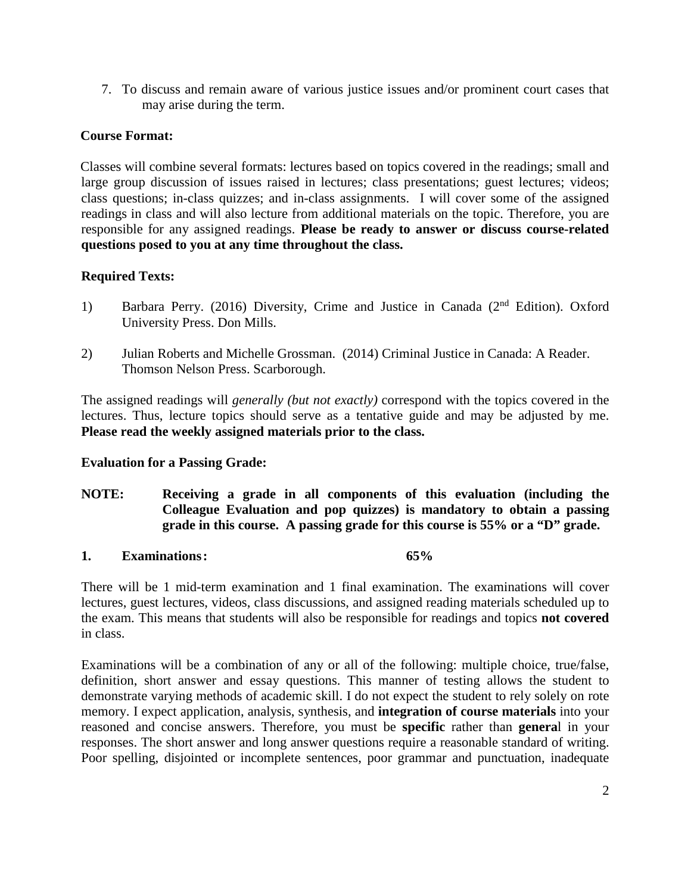7. To discuss and remain aware of various justice issues and/or prominent court cases that may arise during the term.

**Course Format:**

Classes will combine several formats: lectures based on topics covered in the readings; small and large group discussion of issues raised in lectures; class presentations; guest lectures; videos; class questions; in-class quizzes; and in-class assignments. I will cover some of the assigned readings in class and will also lecture from additional materials on the topic. Therefore, you are responsible for any assigned readings. **Please be ready to answer or discuss course-related questions posed to you at any time throughout the class.**

**Required Texts:**

1) Barbara Perry. (2016) Diversity, Crime and Justice in Canada (2nd Edition). Oxford University Press. Don Mills.

2) Julian Roberts and Michelle Grossman. (2014) Criminal Justice in Canada: A Reader. Thomson Nelson Press. Scarborough.

The assigned readings will *generally (but not exactly)* correspond with the topics covered in the lectures. Thus, lecture topics should serve as a tentative guide and may be adjusted by me. **Please read the weekly assigned materials prior to the class.**

**Evaluation for a Passing Grade:**

**NOTE: Receiving a grade in all components of this evaluation (including the Colleague Evaluation and pop quizzes) is mandatory to obtain a passing grade in this course. A passing grade for this course is 55% or a "D" grade.**

**1. Examinations: 65%**

There will be 1 mid-term examination and 1 final examination. The examinations will cover lectures, guest lectures, videos, class discussions, and assigned reading materials scheduled up to the exam. This means that students will also be responsible for readings and topics **not covered** in class.

Examinations will be a combination of any or all of the following: multiple choice, true/false, definition, short answer and essay questions. This manner of testing allows the student to demonstrate varying methods of academic skill. I do not expect the student to rely solely on rote memory. I expect application, analysis, synthesis, and **integration of course materials** into your reasoned and concise answers. Therefore, you must be **specific** rather than **genera**l in your responses. The short answer and long answer questions require a reasonable standard of writing. Poor spelling, disjointed or incomplete sentences, poor grammar and punctuation, inadequate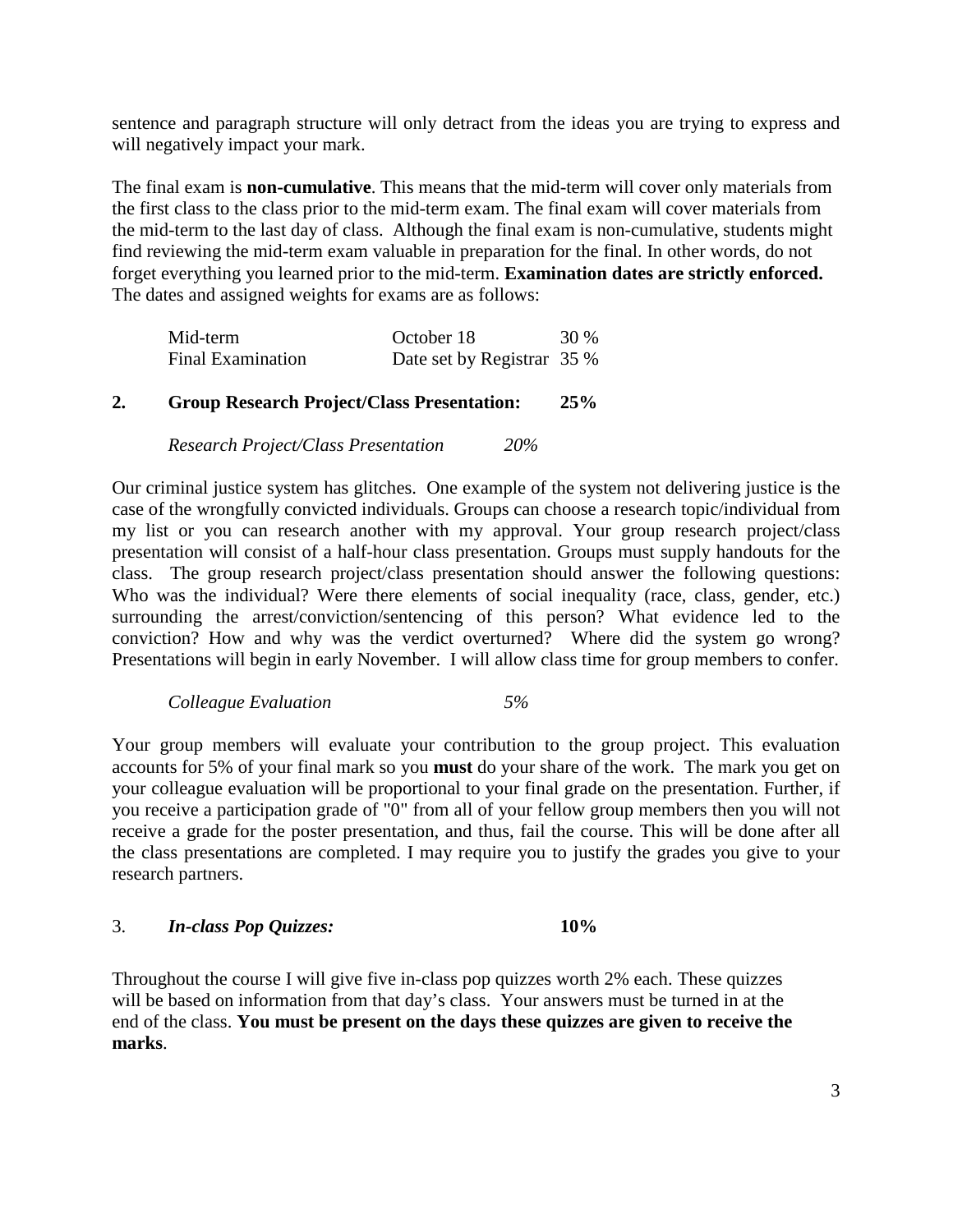sentence and paragraph structure will only detract from the ideas you are trying to express and will negatively impact your mark.

The final exam is **non-cumulative**. This means that the mid-term will cover only materials from the first class to the class prior to the mid-term exam. The final exam will cover materials from the mid-term to the last day of class. Although the final exam is non-cumulative, students might find reviewing the mid-term exam valuable in preparation for the final. In other words, do not forget everything you learned prior to the mid-term. **Examination dates are strictly enforced.** The dates and assigned weights for exams are as follows:

| | | |
|---|---|---|
| Mid-term | October 18 | 30 % |
| Final Examination | Date set by Registrar | 35 % |

## 2. Group Research Project/Class Presentation: 25%

*Research Project/Class Presentation* *20%*

Our criminal justice system has glitches. One example of the system not delivering justice is the case of the wrongfully convicted individuals. Groups can choose a research topic/individual from my list or you can research another with my approval. Your group research project/class presentation will consist of a half-hour class presentation. Groups must supply handouts for the class. The group research project/class presentation should answer the following questions: Who was the individual? Were there elements of social inequality (race, class, gender, etc.) surrounding the arrest/conviction/sentencing of this person? What evidence led to the conviction? How and why was the verdict overturned? Where did the system go wrong? Presentations will begin in early November. I will allow class time for group members to confer.

*Colleague Evaluation* *5%*

Your group members will evaluate your contribution to the group project. This evaluation accounts for 5% of your final mark so you **must** do your share of the work. The mark you get on your colleague evaluation will be proportional to your final grade on the presentation. Further, if you receive a participation grade of "0" from all of your fellow group members then you will not receive a grade for the poster presentation, and thus, fail the course. This will be done after all the class presentations are completed. I may require you to justify the grades you give to your research partners.

## 3. *In-class Pop Quizzes:* 10%

Throughout the course I will give five in-class pop quizzes worth 2% each. These quizzes will be based on information from that day's class. Your answers must be turned in at the end of the class. **You must be present on the days these quizzes are given to receive the marks**.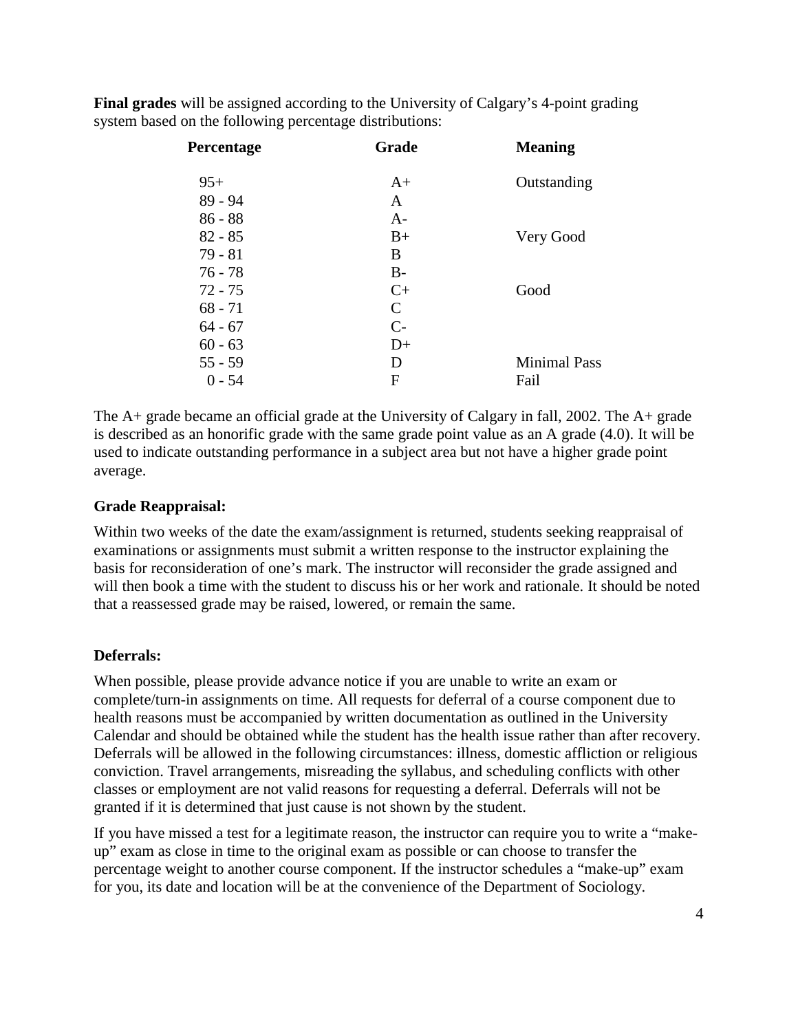**Final grades** will be assigned according to the University of Calgary's 4-point grading system based on the following percentage distributions:

| Percentage | Grade | Meaning |
|---|---|---|
| 95+ | A+ | Outstanding |
| 89 - 94 | A | |
| 86 - 88 | A- | |
| 82 - 85 | B+ | Very Good |
| 79 - 81 | B | |
| 76 - 78 | B- | |
| 72 - 75 | C+ | Good |
| 68 - 71 | C | |
| 64 - 67 | C- | |
| 60 - 63 | D+ | |
| 55 - 59 | D | Minimal Pass |
| 0 - 54 | F | Fail |

The A+ grade became an official grade at the University of Calgary in fall, 2002. The A+ grade is described as an honorific grade with the same grade point value as an A grade (4.0). It will be used to indicate outstanding performance in a subject area but not have a higher grade point average.

### Grade Reappraisal:

Within two weeks of the date the exam/assignment is returned, students seeking reappraisal of examinations or assignments must submit a written response to the instructor explaining the basis for reconsideration of one's mark. The instructor will reconsider the grade assigned and will then book a time with the student to discuss his or her work and rationale. It should be noted that a reassessed grade may be raised, lowered, or remain the same.

### Deferrals:

When possible, please provide advance notice if you are unable to write an exam or complete/turn-in assignments on time. All requests for deferral of a course component due to health reasons must be accompanied by written documentation as outlined in the University Calendar and should be obtained while the student has the health issue rather than after recovery. Deferrals will be allowed in the following circumstances: illness, domestic affliction or religious conviction. Travel arrangements, misreading the syllabus, and scheduling conflicts with other classes or employment are not valid reasons for requesting a deferral. Deferrals will not be granted if it is determined that just cause is not shown by the student.

If you have missed a test for a legitimate reason, the instructor can require you to write a "make-up" exam as close in time to the original exam as possible or can choose to transfer the percentage weight to another course component. If the instructor schedules a "make-up" exam for you, its date and location will be at the convenience of the Department of Sociology.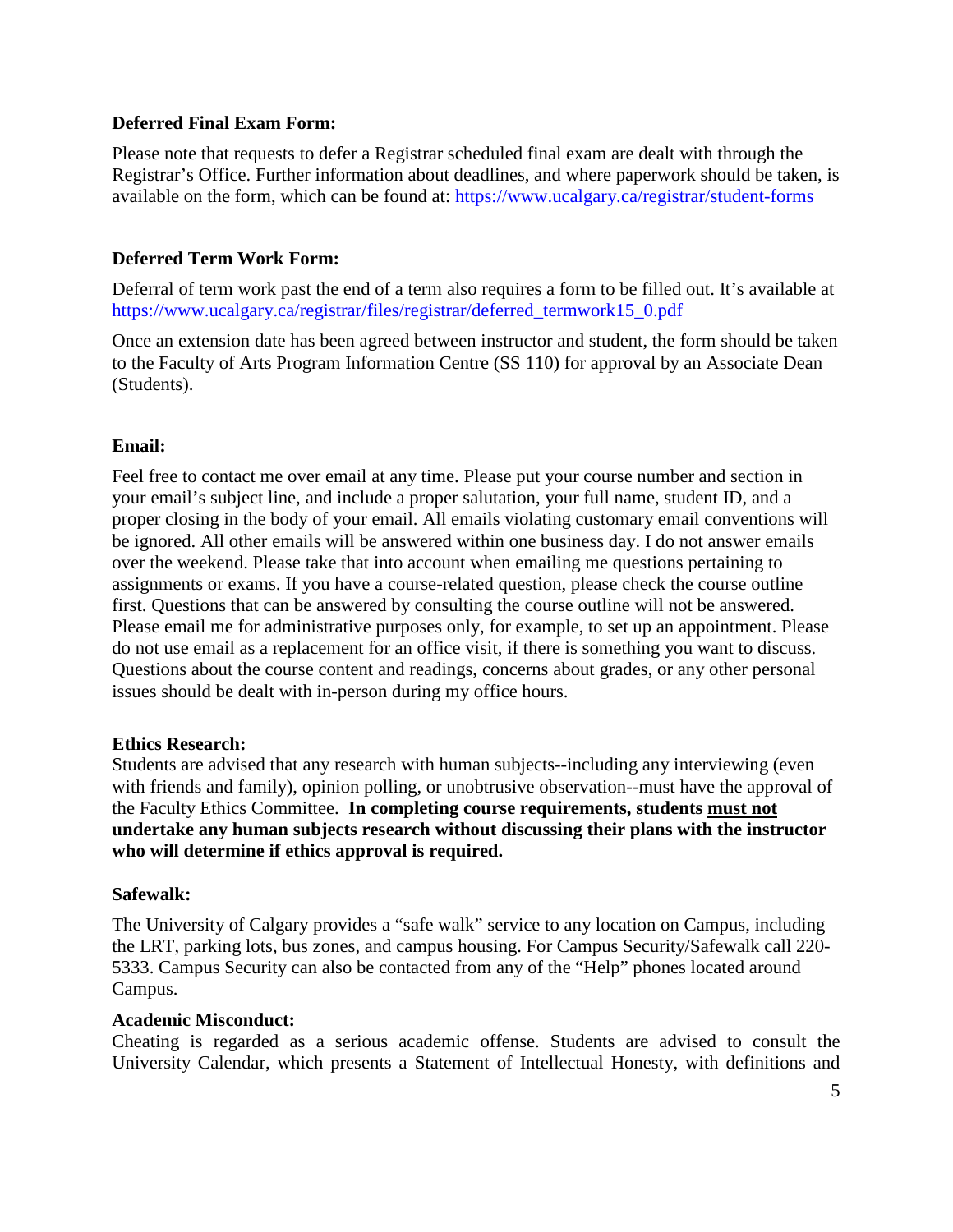### Deferred Final Exam Form:

Please note that requests to defer a Registrar scheduled final exam are dealt with through the Registrar's Office. Further information about deadlines, and where paperwork should be taken, is available on the form, which can be found at: https://www.ucalgary.ca/registrar/student-forms

### Deferred Term Work Form:

Deferral of term work past the end of a term also requires a form to be filled out. It's available at https://www.ucalgary.ca/registrar/files/registrar/deferred_termwork15_0.pdf

Once an extension date has been agreed between instructor and student, the form should be taken to the Faculty of Arts Program Information Centre (SS 110) for approval by an Associate Dean (Students).

### Email:

Feel free to contact me over email at any time. Please put your course number and section in your email's subject line, and include a proper salutation, your full name, student ID, and a proper closing in the body of your email. All emails violating customary email conventions will be ignored. All other emails will be answered within one business day. I do not answer emails over the weekend. Please take that into account when emailing me questions pertaining to assignments or exams. If you have a course-related question, please check the course outline first. Questions that can be answered by consulting the course outline will not be answered. Please email me for administrative purposes only, for example, to set up an appointment. Please do not use email as a replacement for an office visit, if there is something you want to discuss. Questions about the course content and readings, concerns about grades, or any other personal issues should be dealt with in-person during my office hours.

### Ethics Research:

Students are advised that any research with human subjects--including any interviewing (even with friends and family), opinion polling, or unobtrusive observation--must have the approval of the Faculty Ethics Committee. **In completing course requirements, students <u>must not</u> undertake any human subjects research without discussing their plans with the instructor who will determine if ethics approval is required.**

### Safewalk:

The University of Calgary provides a "safe walk" service to any location on Campus, including the LRT, parking lots, bus zones, and campus housing. For Campus Security/Safewalk call 220-5333. Campus Security can also be contacted from any of the "Help" phones located around Campus.

### Academic Misconduct:

Cheating is regarded as a serious academic offense. Students are advised to consult the University Calendar, which presents a Statement of Intellectual Honesty, with definitions and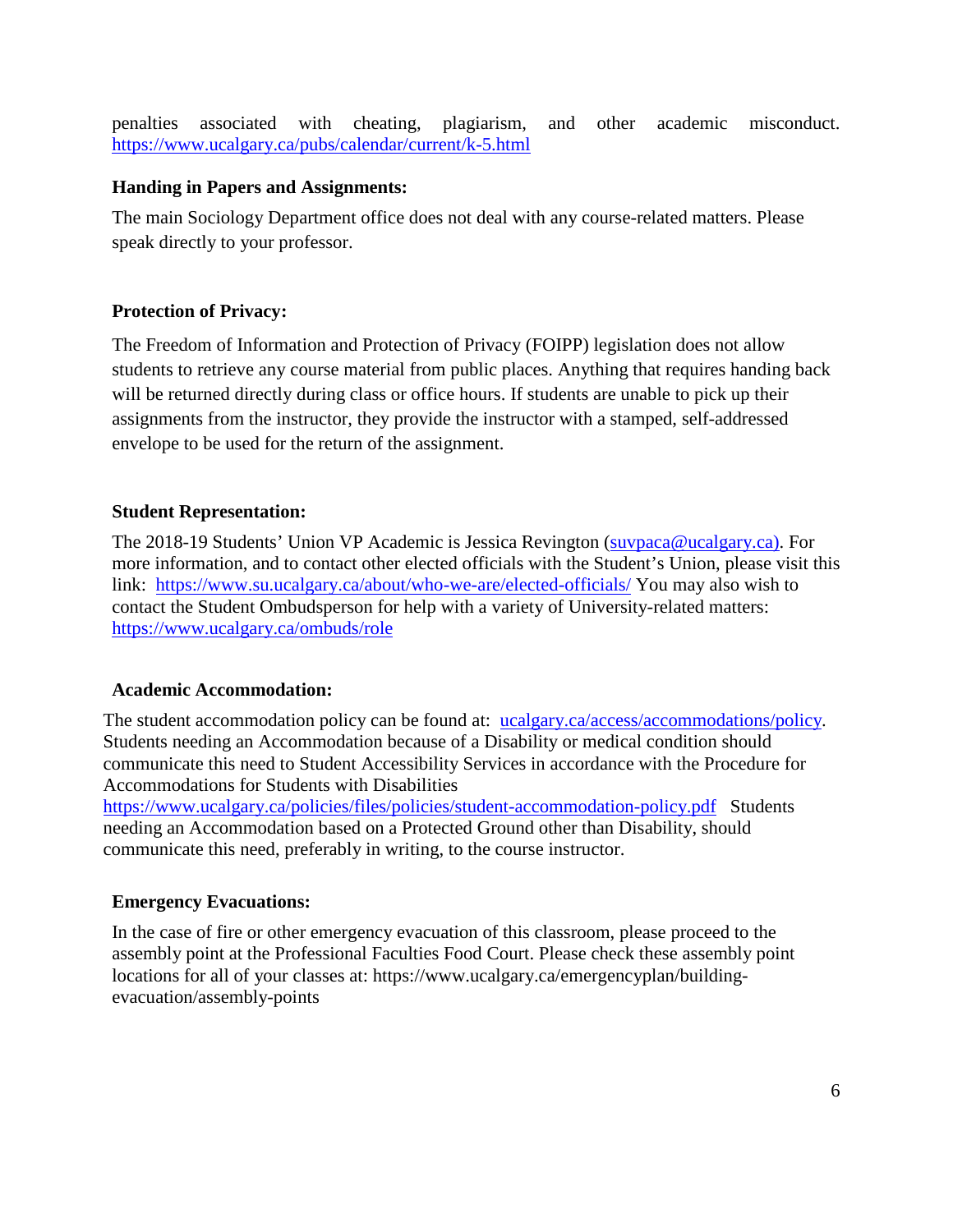penalties associated with cheating, plagiarism, and other academic misconduct. https://www.ucalgary.ca/pubs/calendar/current/k-5.html

**Handing in Papers and Assignments:**

The main Sociology Department office does not deal with any course-related matters. Please speak directly to your professor.

**Protection of Privacy:**

The Freedom of Information and Protection of Privacy (FOIPP) legislation does not allow students to retrieve any course material from public places. Anything that requires handing back will be returned directly during class or office hours. If students are unable to pick up their assignments from the instructor, they provide the instructor with a stamped, self-addressed envelope to be used for the return of the assignment.

**Student Representation:**

The 2018-19 Students' Union VP Academic is Jessica Revington (suvpaca@ucalgary.ca). For more information, and to contact other elected officials with the Student's Union, please visit this link: https://www.su.ucalgary.ca/about/who-we-are/elected-officials/ You may also wish to contact the Student Ombudsperson for help with a variety of University-related matters: https://www.ucalgary.ca/ombuds/role

**Academic Accommodation:**

The student accommodation policy can be found at: ucalgary.ca/access/accommodations/policy. Students needing an Accommodation because of a Disability or medical condition should communicate this need to Student Accessibility Services in accordance with the Procedure for Accommodations for Students with Disabilities https://www.ucalgary.ca/policies/files/policies/student-accommodation-policy.pdf Students needing an Accommodation based on a Protected Ground other than Disability, should communicate this need, preferably in writing, to the course instructor.

**Emergency Evacuations:**

In the case of fire or other emergency evacuation of this classroom, please proceed to the assembly point at the Professional Faculties Food Court. Please check these assembly point locations for all of your classes at: https://www.ucalgary.ca/emergencyplan/building-evacuation/assembly-points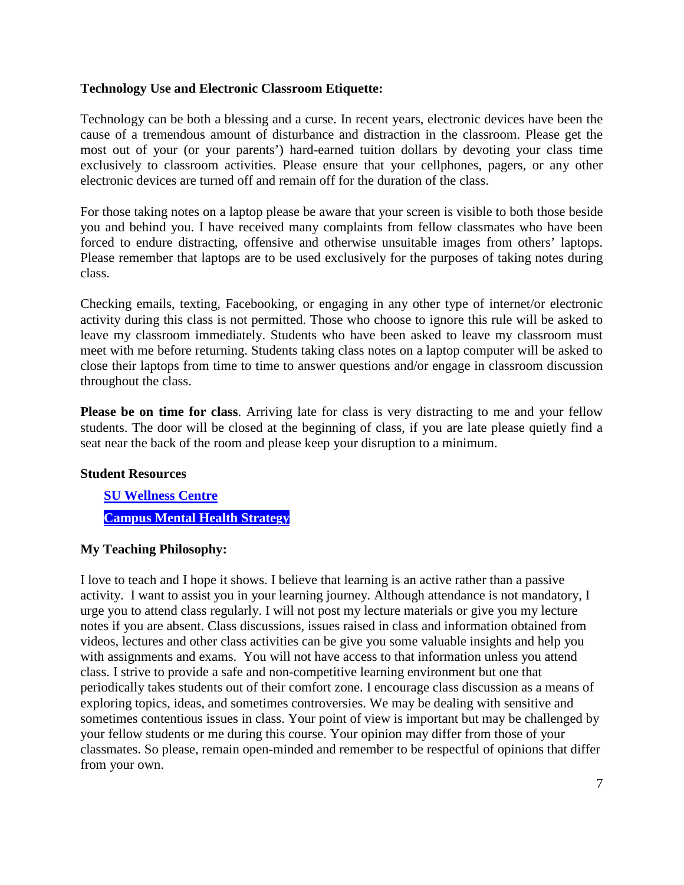**Technology Use and Electronic Classroom Etiquette:**

Technology can be both a blessing and a curse. In recent years, electronic devices have been the cause of a tremendous amount of disturbance and distraction in the classroom. Please get the most out of your (or your parents') hard-earned tuition dollars by devoting your class time exclusively to classroom activities. Please ensure that your cellphones, pagers, or any other electronic devices are turned off and remain off for the duration of the class.

For those taking notes on a laptop please be aware that your screen is visible to both those beside you and behind you. I have received many complaints from fellow classmates who have been forced to endure distracting, offensive and otherwise unsuitable images from others' laptops. Please remember that laptops are to be used exclusively for the purposes of taking notes during class.

Checking emails, texting, Facebooking, or engaging in any other type of internet/or electronic activity during this class is not permitted. Those who choose to ignore this rule will be asked to leave my classroom immediately. Students who have been asked to leave my classroom must meet with me before returning. Students taking class notes on a laptop computer will be asked to close their laptops from time to time to answer questions and/or engage in classroom discussion throughout the class.

**Please be on time for class**. Arriving late for class is very distracting to me and your fellow students. The door will be closed at the beginning of class, if you are late please quietly find a seat near the back of the room and please keep your disruption to a minimum.

**Student Resources**

**SU Wellness Centre**

**Campus Mental Health Strategy**

**My Teaching Philosophy:**

I love to teach and I hope it shows. I believe that learning is an active rather than a passive activity. I want to assist you in your learning journey. Although attendance is not mandatory, I urge you to attend class regularly. I will not post my lecture materials or give you my lecture notes if you are absent. Class discussions, issues raised in class and information obtained from videos, lectures and other class activities can be give you some valuable insights and help you with assignments and exams. You will not have access to that information unless you attend class. I strive to provide a safe and non-competitive learning environment but one that periodically takes students out of their comfort zone. I encourage class discussion as a means of exploring topics, ideas, and sometimes controversies. We may be dealing with sensitive and sometimes contentious issues in class. Your point of view is important but may be challenged by your fellow students or me during this course. Your opinion may differ from those of your classmates. So please, remain open-minded and remember to be respectful of opinions that differ from your own.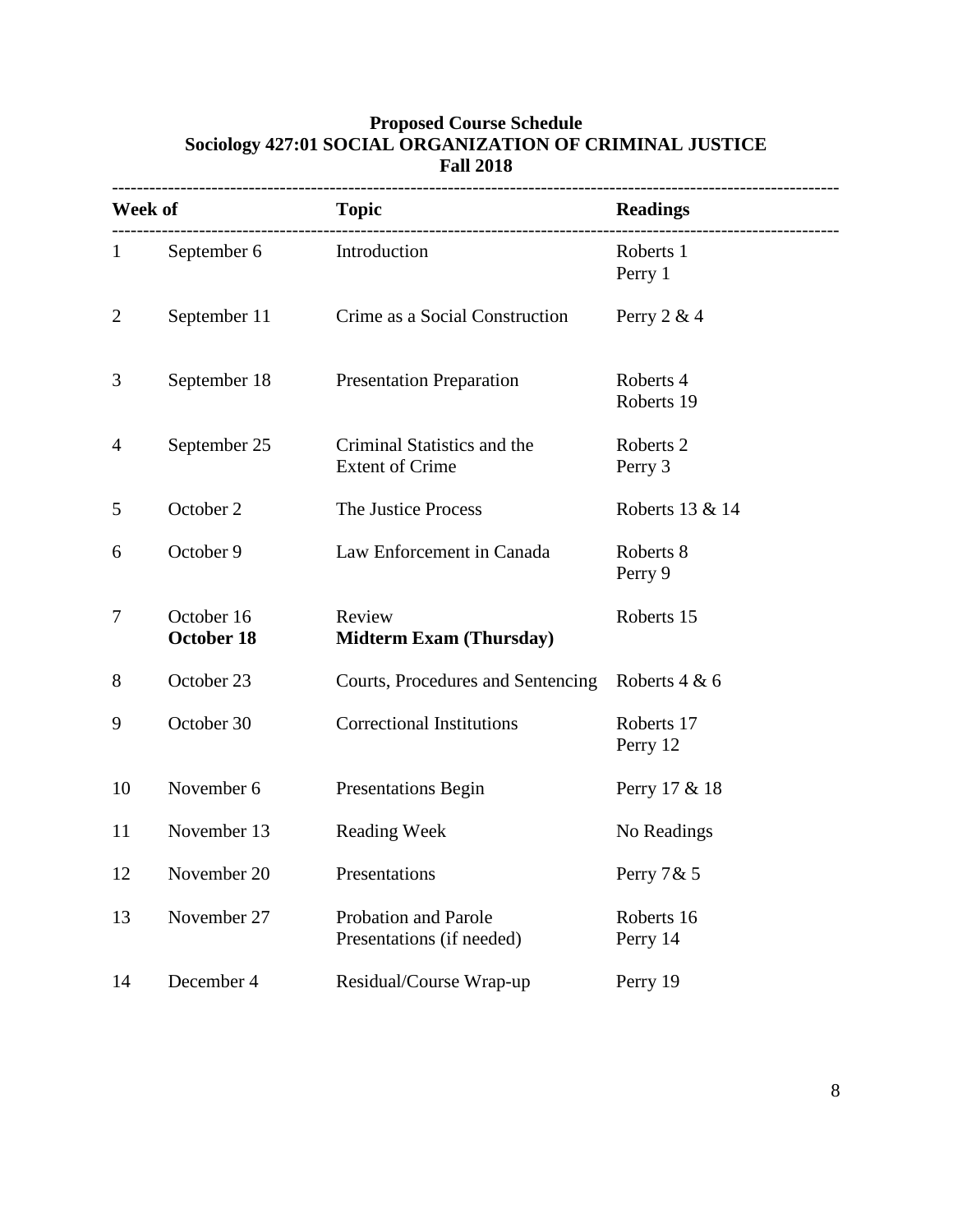**Proposed Course Schedule**
**Sociology 427:01 SOCIAL ORGANIZATION OF CRIMINAL JUSTICE**
**Fall 2018**

| Week of | | Topic | Readings |
|---|---|---|---|
| 1 | September 6 | Introduction | Roberts 1<br>Perry 1 |
| 2 | September 11 | Crime as a Social Construction | Perry 2 & 4 |
| 3 | September 18 | Presentation Preparation | Roberts 4<br>Roberts 19 |
| 4 | September 25 | Criminal Statistics and the Extent of Crime | Roberts 2<br>Perry 3 |
| 5 | October 2 | The Justice Process | Roberts 13 & 14 |
| 6 | October 9 | Law Enforcement in Canada | Roberts 8<br>Perry 9 |
| 7 | October 16<br>**October 18** | Review<br>**Midterm Exam (Thursday)** | Roberts 15 |
| 8 | October 23 | Courts, Procedures and Sentencing | Roberts 4 & 6 |
| 9 | October 30 | Correctional Institutions | Roberts 17<br>Perry 12 |
| 10 | November 6 | Presentations Begin | Perry 17 & 18 |
| 11 | November 13 | Reading Week | No Readings |
| 12 | November 20 | Presentations | Perry 7& 5 |
| 13 | November 27 | Probation and Parole<br>Presentations (if needed) | Roberts 16<br>Perry 14 |
| 14 | December 4 | Residual/Course Wrap-up | Perry 19 |